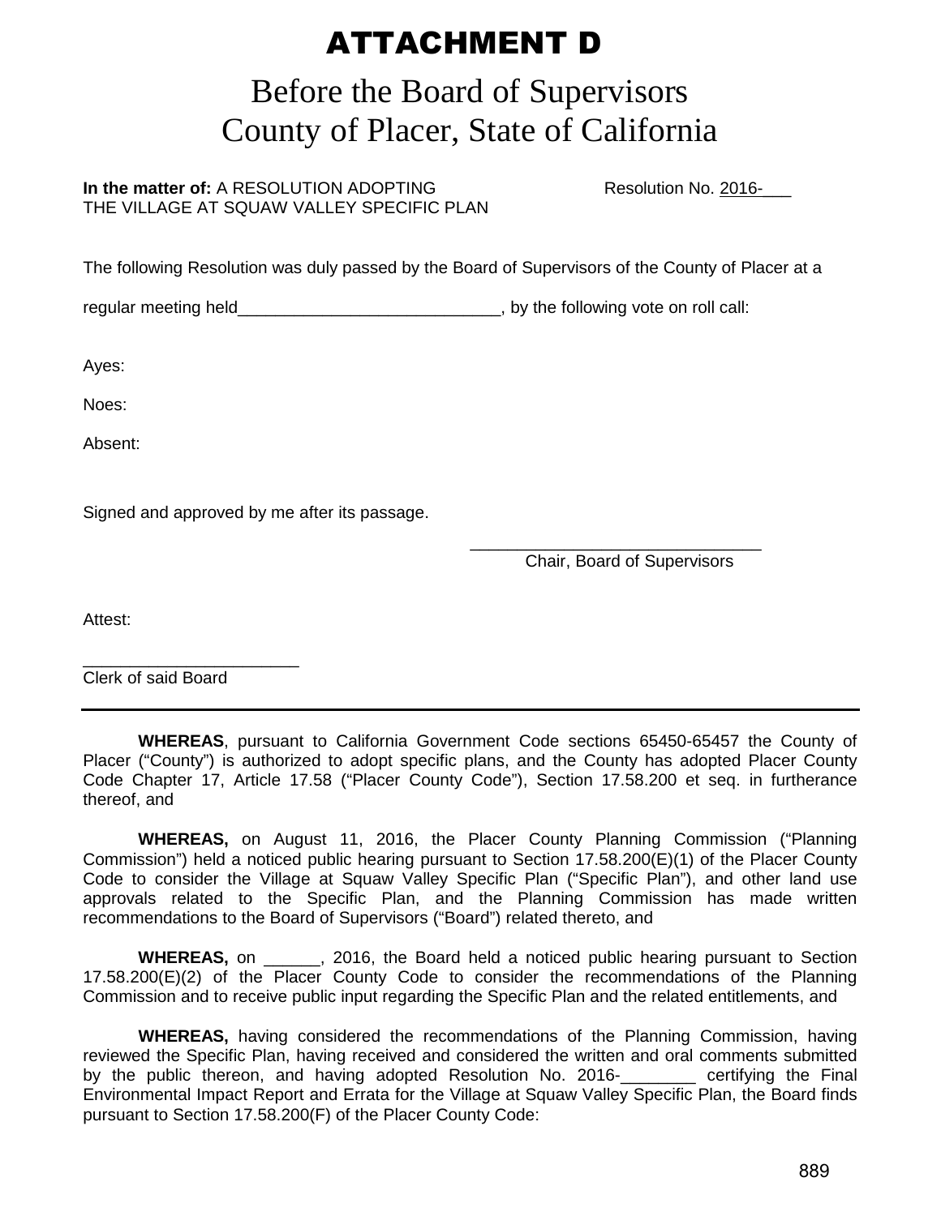# ATTACHMENT D

## Before the Board of Supervisors
## County of Placer, State of California

**In the matter of:** A RESOLUTION ADOPTING THE VILLAGE AT SQUAW VALLEY SPECIFIC PLAN

Resolution No. 2016-___

The following Resolution was duly passed by the Board of Supervisors of the County of Placer at a regular meeting held____________________________, by the following vote on roll call:

Ayes:

Noes:

Absent:

Signed and approved by me after its passage.

_______________________________
Chair, Board of Supervisors

Attest:

_______________________
Clerk of said Board

---

**WHEREAS**, pursuant to California Government Code sections 65450-65457 the County of Placer ("County") is authorized to adopt specific plans, and the County has adopted Placer County Code Chapter 17, Article 17.58 ("Placer County Code"), Section 17.58.200 et seq. in furtherance thereof, and

**WHEREAS,** on August 11, 2016, the Placer County Planning Commission ("Planning Commission") held a noticed public hearing pursuant to Section 17.58.200(E)(1) of the Placer County Code to consider the Village at Squaw Valley Specific Plan ("Specific Plan"), and other land use approvals related to the Specific Plan, and the Planning Commission has made written recommendations to the Board of Supervisors ("Board") related thereto, and

**WHEREAS,** on ______, 2016, the Board held a noticed public hearing pursuant to Section 17.58.200(E)(2) of the Placer County Code to consider the recommendations of the Planning Commission and to receive public input regarding the Specific Plan and the related entitlements, and

**WHEREAS,** having considered the recommendations of the Planning Commission, having reviewed the Specific Plan, having received and considered the written and oral comments submitted by the public thereon, and having adopted Resolution No. 2016-________ certifying the Final Environmental Impact Report and Errata for the Village at Squaw Valley Specific Plan, the Board finds pursuant to Section 17.58.200(F) of the Placer County Code: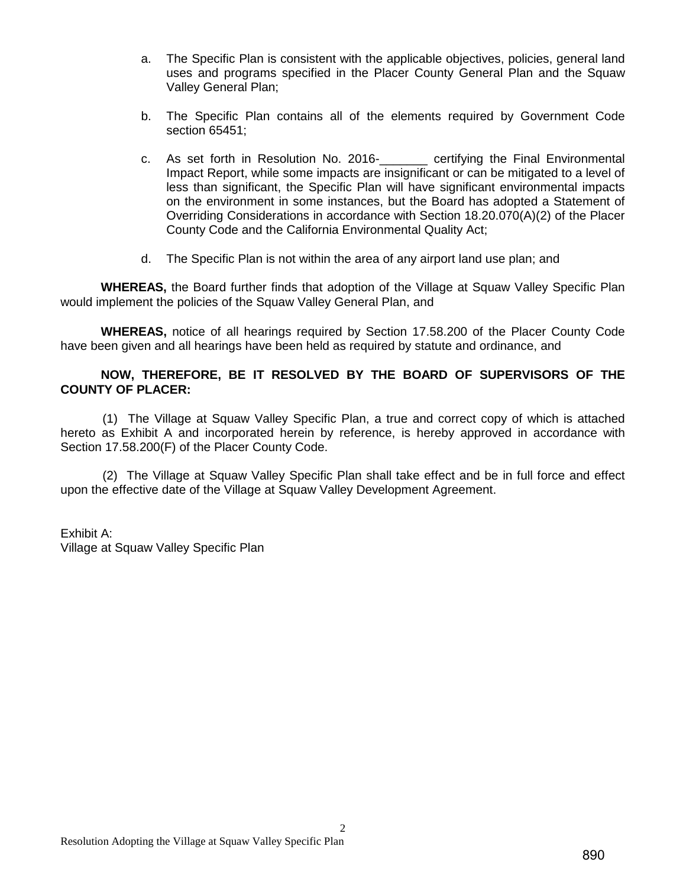a. The Specific Plan is consistent with the applicable objectives, policies, general land uses and programs specified in the Placer County General Plan and the Squaw Valley General Plan;

b. The Specific Plan contains all of the elements required by Government Code section 65451;

c. As set forth in Resolution No. 2016-_______ certifying the Final Environmental Impact Report, while some impacts are insignificant or can be mitigated to a level of less than significant, the Specific Plan will have significant environmental impacts on the environment in some instances, but the Board has adopted a Statement of Overriding Considerations in accordance with Section 18.20.070(A)(2) of the Placer County Code and the California Environmental Quality Act;

d. The Specific Plan is not within the area of any airport land use plan; and

**WHEREAS,** the Board further finds that adoption of the Village at Squaw Valley Specific Plan would implement the policies of the Squaw Valley General Plan, and

**WHEREAS,** notice of all hearings required by Section 17.58.200 of the Placer County Code have been given and all hearings have been held as required by statute and ordinance, and

**NOW, THEREFORE, BE IT RESOLVED BY THE BOARD OF SUPERVISORS OF THE COUNTY OF PLACER:**

(1) The Village at Squaw Valley Specific Plan, a true and correct copy of which is attached hereto as Exhibit A and incorporated herein by reference, is hereby approved in accordance with Section 17.58.200(F) of the Placer County Code.

(2) The Village at Squaw Valley Specific Plan shall take effect and be in full force and effect upon the effective date of the Village at Squaw Valley Development Agreement.

Exhibit A:
Village at Squaw Valley Specific Plan